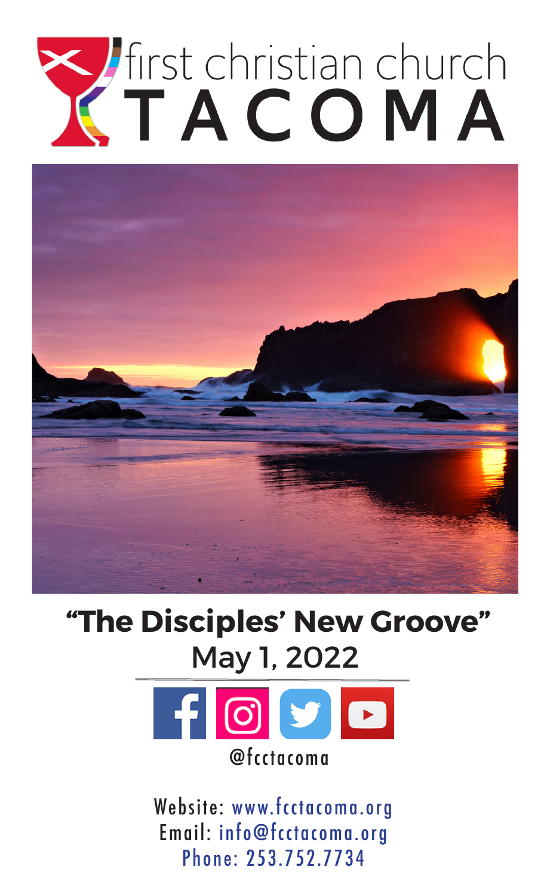# first christian church TACOMA

## "The Disciples' New Groove"

May 1, 2022

@fcctacoma

Website: www.fcctacoma.org
Email: info@fcctacoma.org
Phone: 253.752.7734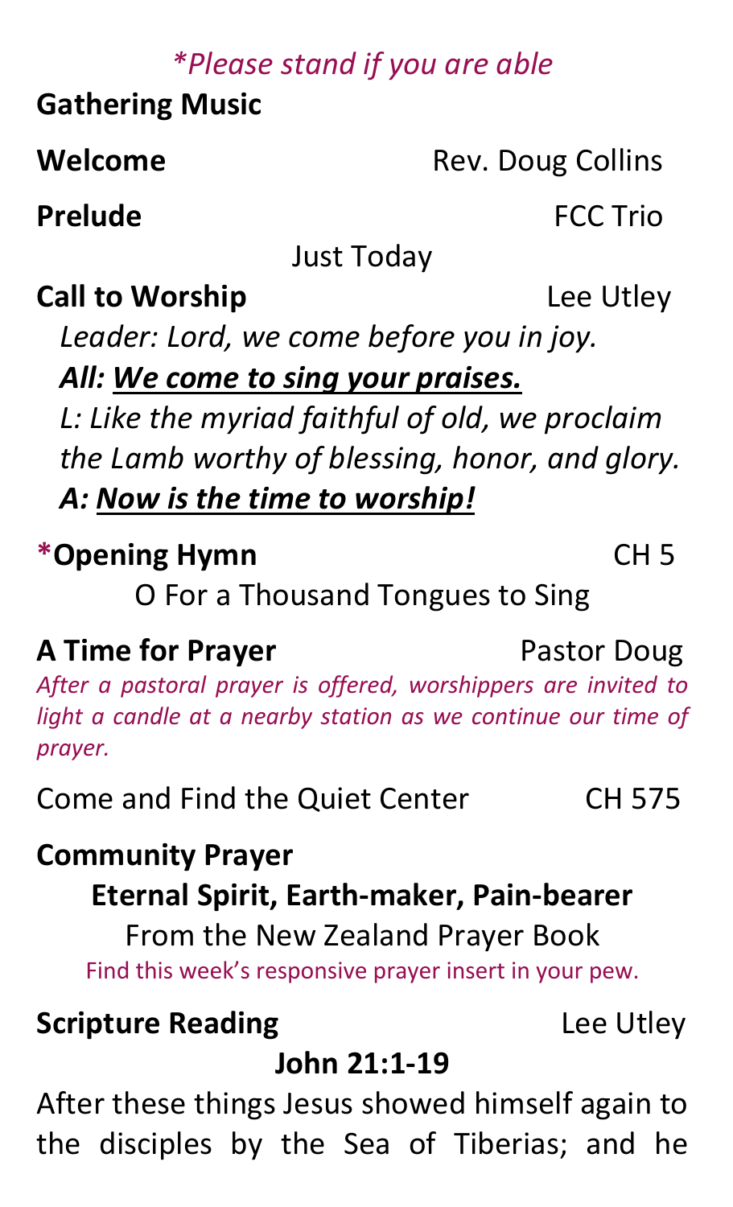*\*Please stand if you are able*

**Gathering Music**

**Welcome** Rev. Doug Collins

**Prelude** FCC Trio

Just Today

**Call to Worship** Lee Utley

*Leader: Lord, we come before you in joy.*

***All: We come to sing your praises.***

*L: Like the myriad faithful of old, we proclaim the Lamb worthy of blessing, honor, and glory.*

***A: Now is the time to worship!***

**\*Opening Hymn** CH 5

O For a Thousand Tongues to Sing

**A Time for Prayer** Pastor Doug

*After a pastoral prayer is offered, worshippers are invited to light a candle at a nearby station as we continue our time of prayer.*

Come and Find the Quiet Center CH 575

**Community Prayer**

**Eternal Spirit, Earth-maker, Pain-bearer**

From the New Zealand Prayer Book

Find this week's responsive prayer insert in your pew.

**Scripture Reading** Lee Utley

**John 21:1-19**

After these things Jesus showed himself again to the disciples by the Sea of Tiberias; and he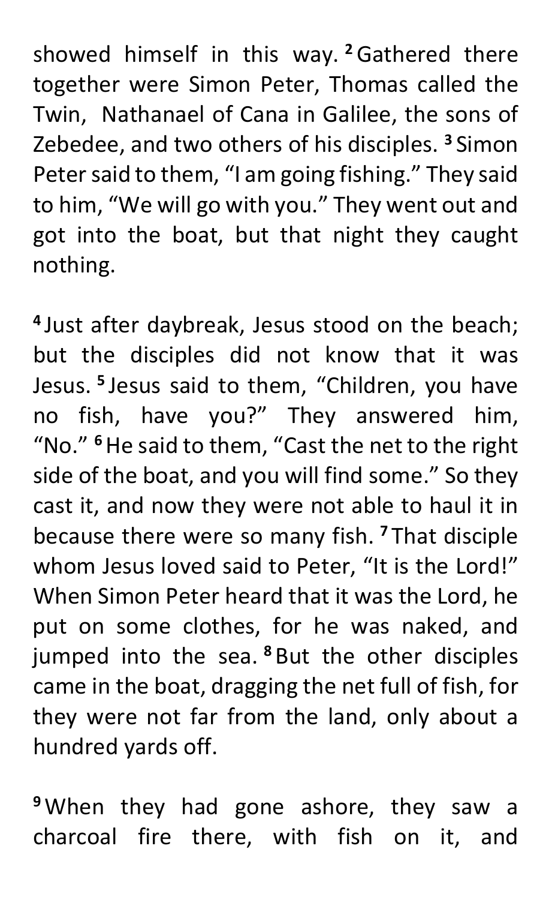showed himself in this way. [2] Gathered there together were Simon Peter, Thomas called the Twin, Nathanael of Cana in Galilee, the sons of Zebedee, and two others of his disciples. [3] Simon Peter said to them, “I am going fishing.” They said to him, “We will go with you.” They went out and got into the boat, but that night they caught nothing.

[4] Just after daybreak, Jesus stood on the beach; but the disciples did not know that it was Jesus. [5] Jesus said to them, “Children, you have no fish, have you?” They answered him, “No.” [6] He said to them, “Cast the net to the right side of the boat, and you will find some.” So they cast it, and now they were not able to haul it in because there were so many fish. [7] That disciple whom Jesus loved said to Peter, “It is the Lord!” When Simon Peter heard that it was the Lord, he put on some clothes, for he was naked, and jumped into the sea. [8] But the other disciples came in the boat, dragging the net full of fish, for they were not far from the land, only about a hundred yards off.

[9] When they had gone ashore, they saw a charcoal fire there, with fish on it, and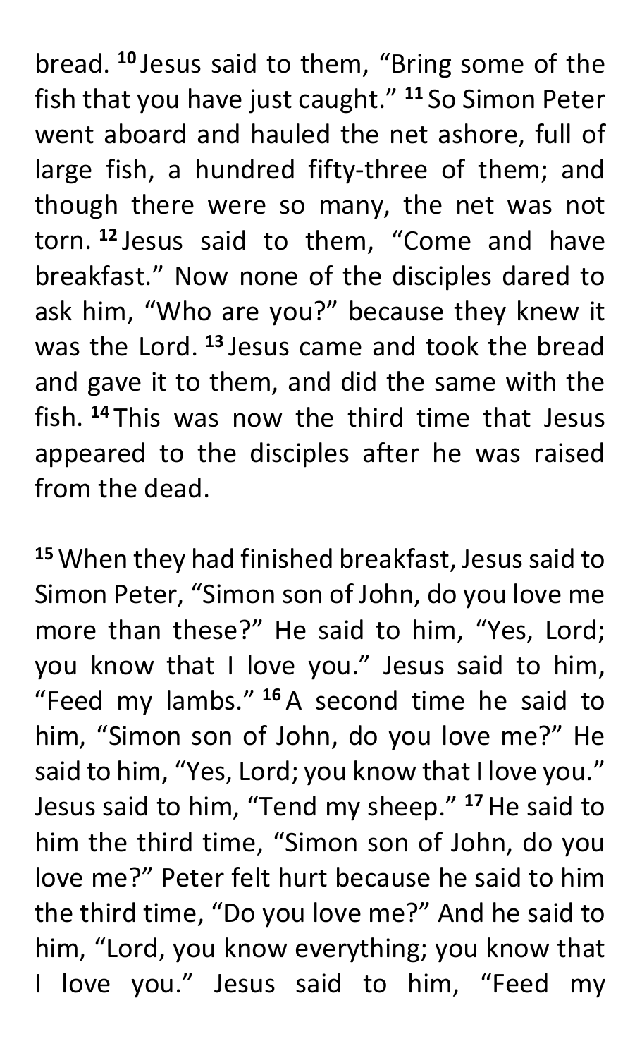bread. [10] Jesus said to them, “Bring some of the fish that you have just caught.” [11] So Simon Peter went aboard and hauled the net ashore, full of large fish, a hundred fifty-three of them; and though there were so many, the net was not torn. [12] Jesus said to them, “Come and have breakfast.” Now none of the disciples dared to ask him, “Who are you?” because they knew it was the Lord. [13] Jesus came and took the bread and gave it to them, and did the same with the fish. [14] This was now the third time that Jesus appeared to the disciples after he was raised from the dead.

[15] When they had finished breakfast, Jesus said to Simon Peter, “Simon son of John, do you love me more than these?” He said to him, “Yes, Lord; you know that I love you.” Jesus said to him, “Feed my lambs.” [16] A second time he said to him, “Simon son of John, do you love me?” He said to him, “Yes, Lord; you know that I love you.” Jesus said to him, “Tend my sheep.” [17] He said to him the third time, “Simon son of John, do you love me?” Peter felt hurt because he said to him the third time, “Do you love me?” And he said to him, “Lord, you know everything; you know that I love you.” Jesus said to him, “Feed my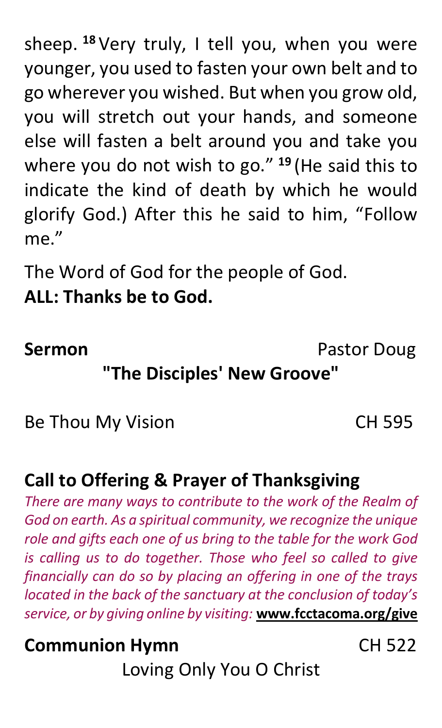sheep. [18] Very truly, I tell you, when you were younger, you used to fasten your own belt and to go wherever you wished. But when you grow old, you will stretch out your hands, and someone else will fasten a belt around you and take you where you do not wish to go." [19] (He said this to indicate the kind of death by which he would glorify God.) After this he said to him, "Follow me."

The Word of God for the people of God.
**ALL: Thanks be to God.**

**Sermon** Pastor Doug
**"The Disciples' New Groove"**

Be Thou My Vision CH 595

**Call to Offering & Prayer of Thanksgiving**

*There are many ways to contribute to the work of the Realm of God on earth. As a spiritual community, we recognize the unique role and gifts each one of us bring to the table for the work God is calling us to do together. Those who feel so called to give financially can do so by placing an offering in one of the trays located in the back of the sanctuary at the conclusion of today's service, or by giving online by visiting:* **www.fcctacoma.org/give**

**Communion Hymn** CH 522
Loving Only You O Christ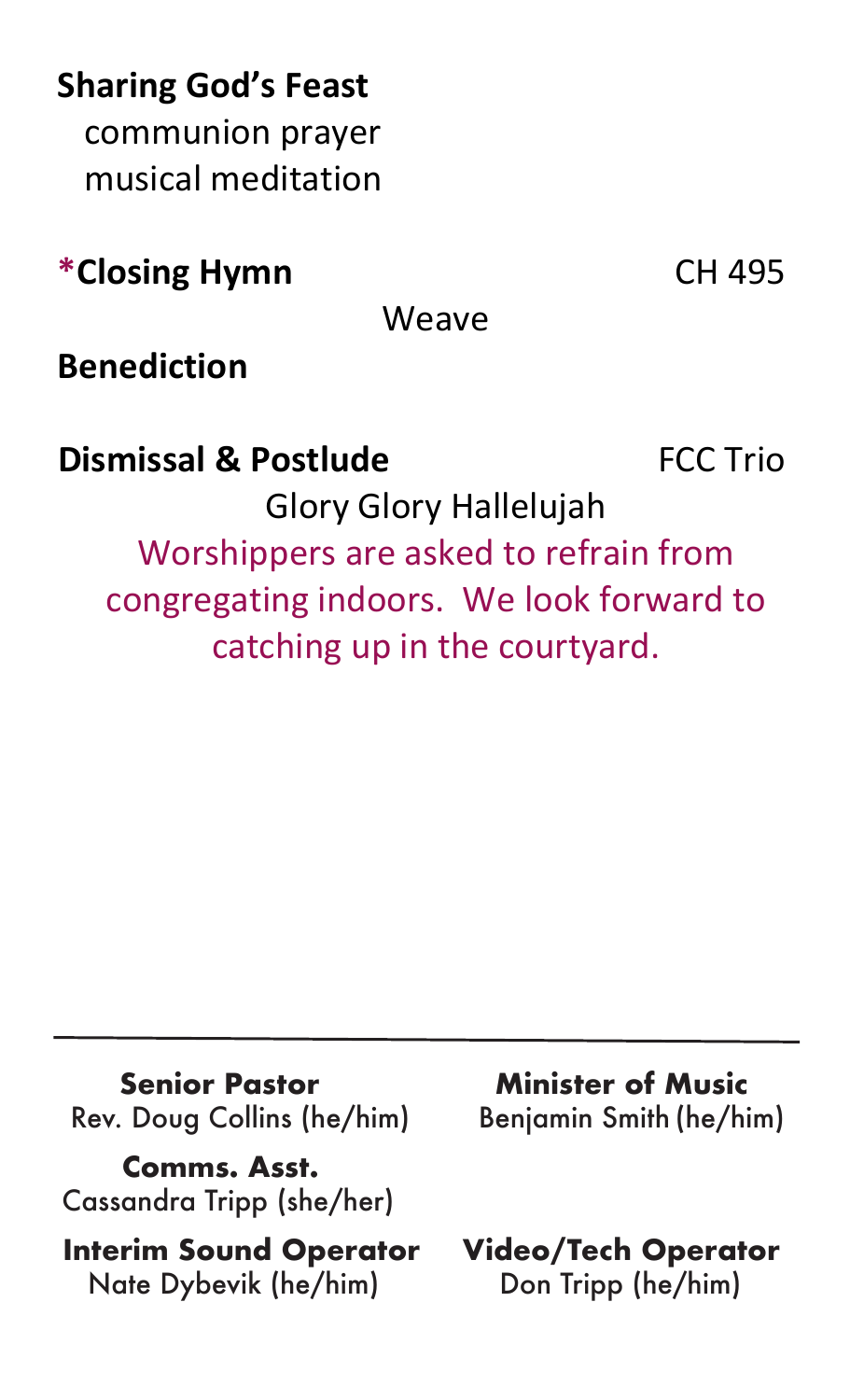**Sharing God's Feast**
communion prayer
musical meditation

***Closing Hymn** CH 495
Weave

**Benediction**

**Dismissal & Postlude** FCC Trio
Glory Glory Hallelujah

Worshippers are asked to refrain from congregating indoors. We look forward to catching up in the courtyard.

---

**Senior Pastor**
Rev. Doug Collins (he/him)

**Minister of Music**
Benjamin Smith (he/him)

**Comms. Asst.**
Cassandra Tripp (she/her)

**Interim Sound Operator**
Nate Dybevik (he/him)

**Video/Tech Operator**
Don Tripp (he/him)